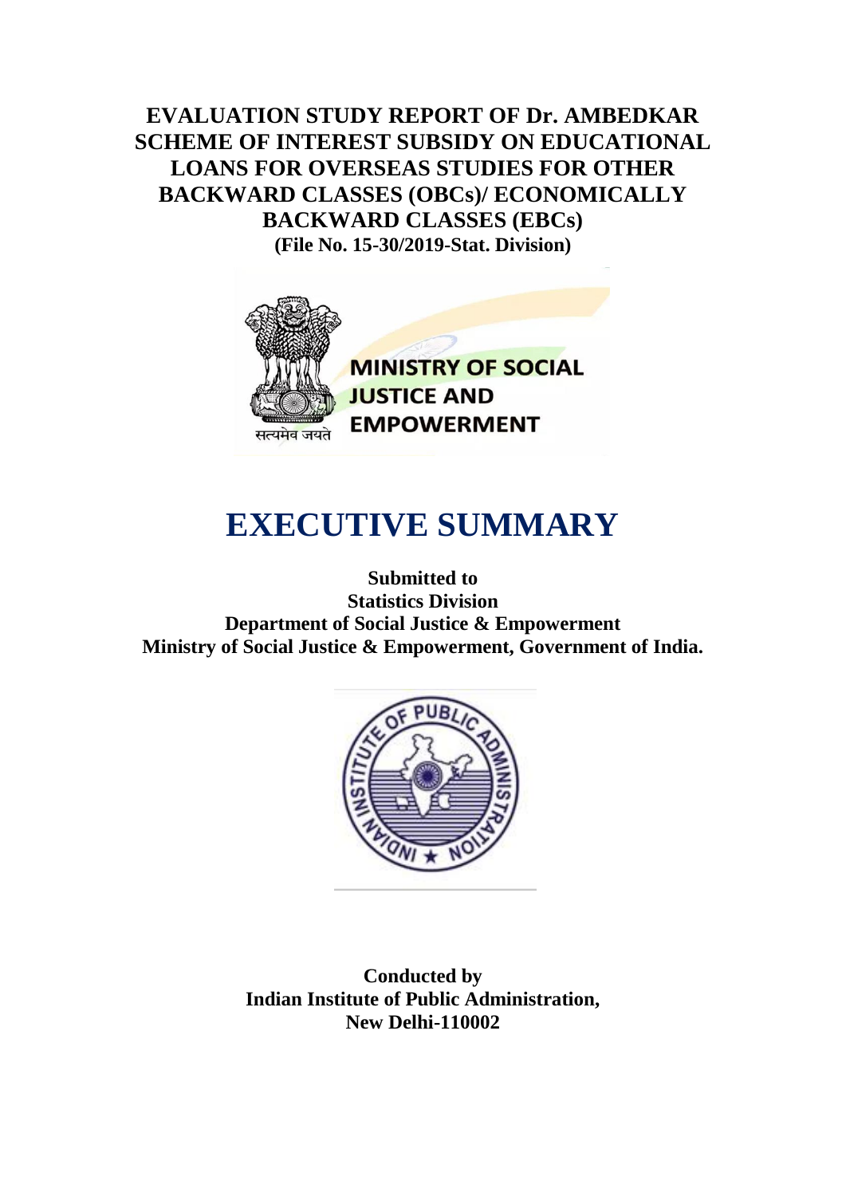# EVALUATION STUDY REPORT OF Dr. AMBEDKAR SCHEME OF INTEREST SUBSIDY ON EDUCATIONAL LOANS FOR OVERSEAS STUDIES FOR OTHER BACKWARD CLASSES (OBCs)/ ECONOMICALLY BACKWARD CLASSES (EBCs)

**(File No. 15-30/2019-Stat. Division)**

सत्यमेव जयते

**MINISTRY OF SOCIAL JUSTICE AND EMPOWERMENT**

# EXECUTIVE SUMMARY

**Submitted to**
**Statistics Division**
**Department of Social Justice & Empowerment**
**Ministry of Social Justice & Empowerment, Government of India.**

**Conducted by**
**Indian Institute of Public Administration,**
**New Delhi-110002**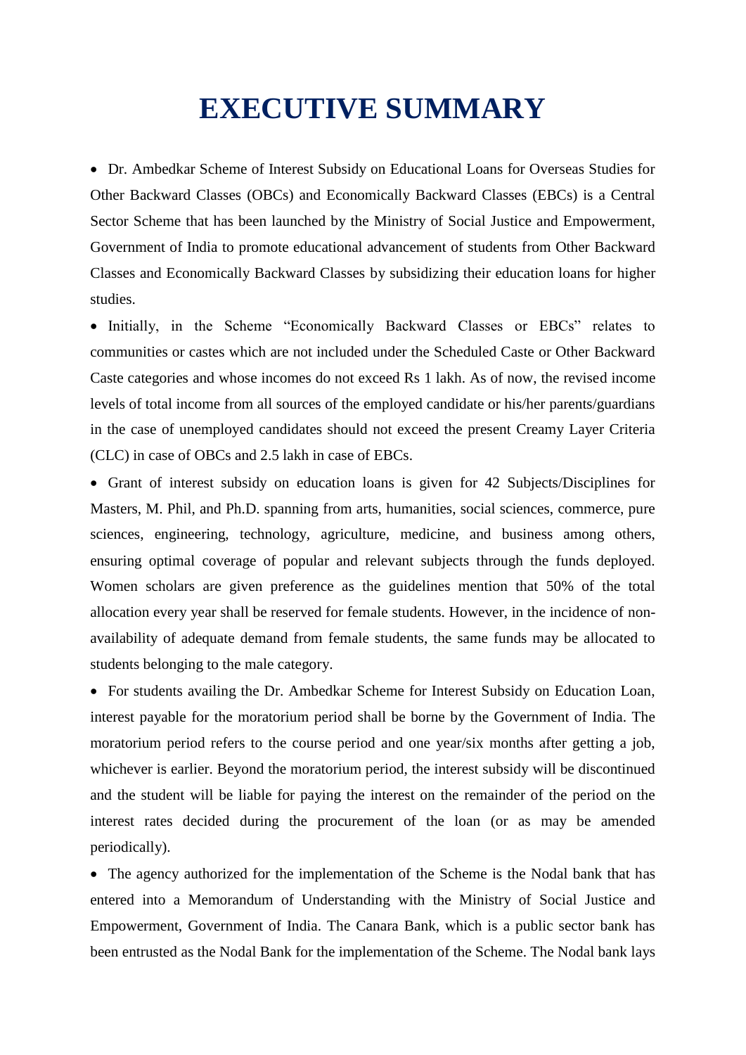# EXECUTIVE SUMMARY

- Dr. Ambedkar Scheme of Interest Subsidy on Educational Loans for Overseas Studies for Other Backward Classes (OBCs) and Economically Backward Classes (EBCs) is a Central Sector Scheme that has been launched by the Ministry of Social Justice and Empowerment, Government of India to promote educational advancement of students from Other Backward Classes and Economically Backward Classes by subsidizing their education loans for higher studies.
- Initially, in the Scheme "Economically Backward Classes or EBCs" relates to communities or castes which are not included under the Scheduled Caste or Other Backward Caste categories and whose incomes do not exceed Rs 1 lakh. As of now, the revised income levels of total income from all sources of the employed candidate or his/her parents/guardians in the case of unemployed candidates should not exceed the present Creamy Layer Criteria (CLC) in case of OBCs and 2.5 lakh in case of EBCs.
- Grant of interest subsidy on education loans is given for 42 Subjects/Disciplines for Masters, M. Phil, and Ph.D. spanning from arts, humanities, social sciences, commerce, pure sciences, engineering, technology, agriculture, medicine, and business among others, ensuring optimal coverage of popular and relevant subjects through the funds deployed. Women scholars are given preference as the guidelines mention that 50% of the total allocation every year shall be reserved for female students. However, in the incidence of non-availability of adequate demand from female students, the same funds may be allocated to students belonging to the male category.
- For students availing the Dr. Ambedkar Scheme for Interest Subsidy on Education Loan, interest payable for the moratorium period shall be borne by the Government of India. The moratorium period refers to the course period and one year/six months after getting a job, whichever is earlier. Beyond the moratorium period, the interest subsidy will be discontinued and the student will be liable for paying the interest on the remainder of the period on the interest rates decided during the procurement of the loan (or as may be amended periodically).
- The agency authorized for the implementation of the Scheme is the Nodal bank that has entered into a Memorandum of Understanding with the Ministry of Social Justice and Empowerment, Government of India. The Canara Bank, which is a public sector bank has been entrusted as the Nodal Bank for the implementation of the Scheme. The Nodal bank lays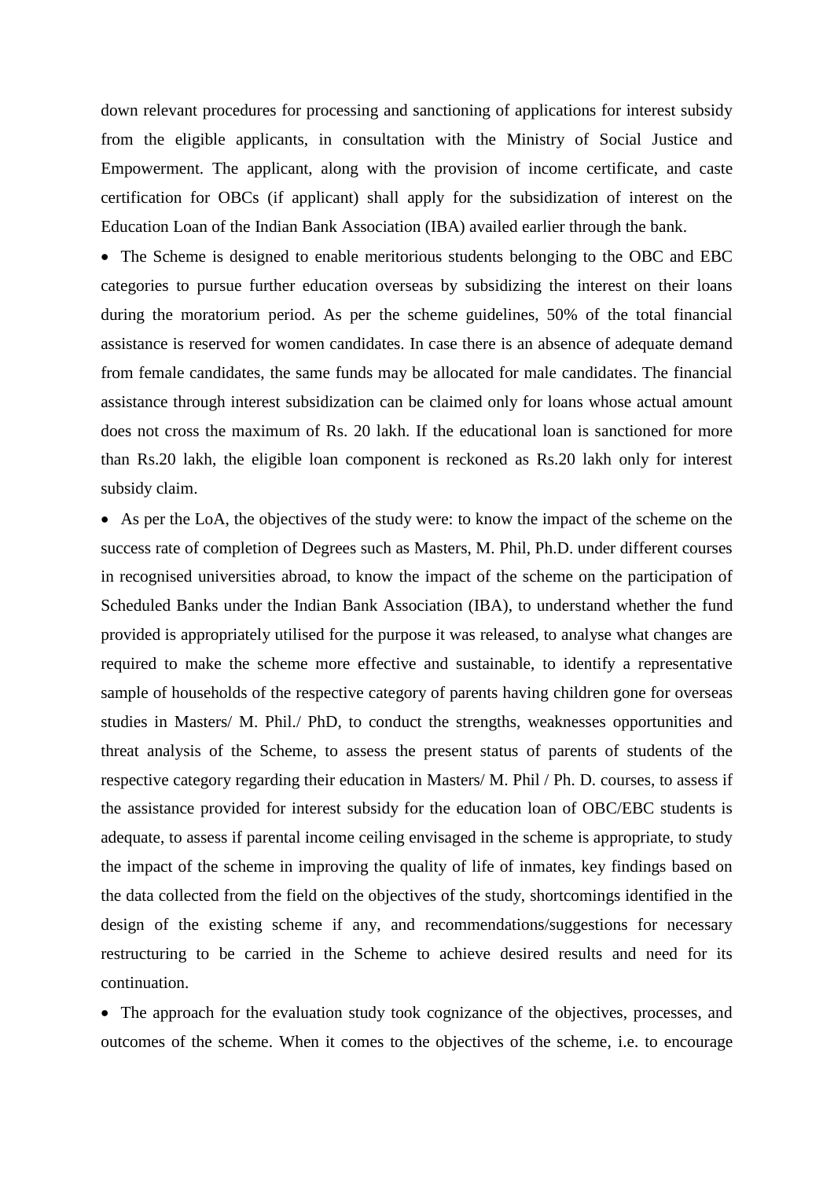down relevant procedures for processing and sanctioning of applications for interest subsidy from the eligible applicants, in consultation with the Ministry of Social Justice and Empowerment. The applicant, along with the provision of income certificate, and caste certification for OBCs (if applicant) shall apply for the subsidization of interest on the Education Loan of the Indian Bank Association (IBA) availed earlier through the bank.

- The Scheme is designed to enable meritorious students belonging to the OBC and EBC categories to pursue further education overseas by subsidizing the interest on their loans during the moratorium period. As per the scheme guidelines, 50% of the total financial assistance is reserved for women candidates. In case there is an absence of adequate demand from female candidates, the same funds may be allocated for male candidates. The financial assistance through interest subsidization can be claimed only for loans whose actual amount does not cross the maximum of Rs. 20 lakh. If the educational loan is sanctioned for more than Rs.20 lakh, the eligible loan component is reckoned as Rs.20 lakh only for interest subsidy claim.
- As per the LoA, the objectives of the study were: to know the impact of the scheme on the success rate of completion of Degrees such as Masters, M. Phil, Ph.D. under different courses in recognised universities abroad, to know the impact of the scheme on the participation of Scheduled Banks under the Indian Bank Association (IBA), to understand whether the fund provided is appropriately utilised for the purpose it was released, to analyse what changes are required to make the scheme more effective and sustainable, to identify a representative sample of households of the respective category of parents having children gone for overseas studies in Masters/ M. Phil./ PhD, to conduct the strengths, weaknesses opportunities and threat analysis of the Scheme, to assess the present status of parents of students of the respective category regarding their education in Masters/ M. Phil / Ph. D. courses, to assess if the assistance provided for interest subsidy for the education loan of OBC/EBC students is adequate, to assess if parental income ceiling envisaged in the scheme is appropriate, to study the impact of the scheme in improving the quality of life of inmates, key findings based on the data collected from the field on the objectives of the study, shortcomings identified in the design of the existing scheme if any, and recommendations/suggestions for necessary restructuring to be carried in the Scheme to achieve desired results and need for its continuation.
- The approach for the evaluation study took cognizance of the objectives, processes, and outcomes of the scheme. When it comes to the objectives of the scheme, i.e. to encourage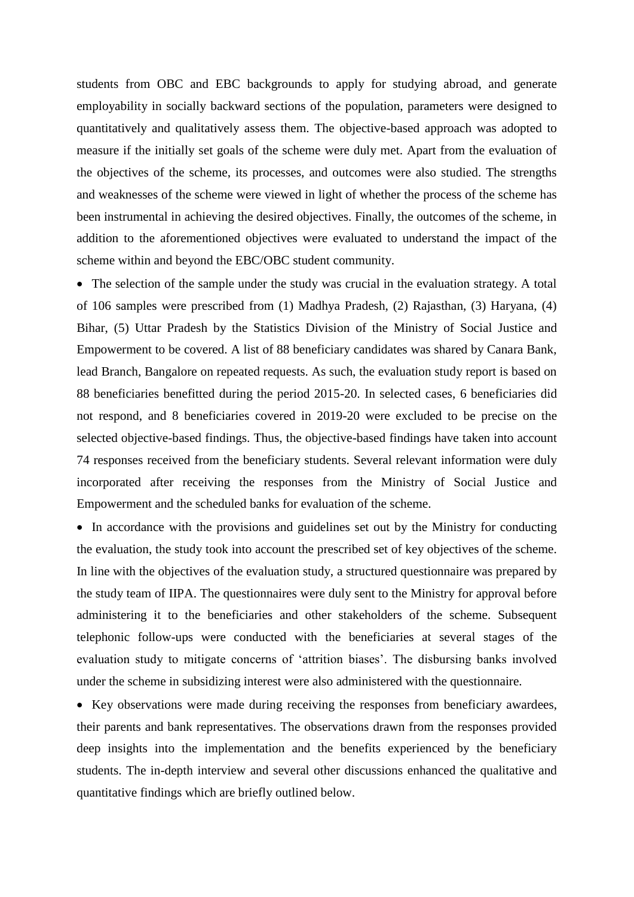students from OBC and EBC backgrounds to apply for studying abroad, and generate employability in socially backward sections of the population, parameters were designed to quantitatively and qualitatively assess them. The objective-based approach was adopted to measure if the initially set goals of the scheme were duly met. Apart from the evaluation of the objectives of the scheme, its processes, and outcomes were also studied. The strengths and weaknesses of the scheme were viewed in light of whether the process of the scheme has been instrumental in achieving the desired objectives. Finally, the outcomes of the scheme, in addition to the aforementioned objectives were evaluated to understand the impact of the scheme within and beyond the EBC/OBC student community.

- The selection of the sample under the study was crucial in the evaluation strategy. A total of 106 samples were prescribed from (1) Madhya Pradesh, (2) Rajasthan, (3) Haryana, (4) Bihar, (5) Uttar Pradesh by the Statistics Division of the Ministry of Social Justice and Empowerment to be covered. A list of 88 beneficiary candidates was shared by Canara Bank, lead Branch, Bangalore on repeated requests. As such, the evaluation study report is based on 88 beneficiaries benefitted during the period 2015-20. In selected cases, 6 beneficiaries did not respond, and 8 beneficiaries covered in 2019-20 were excluded to be precise on the selected objective-based findings. Thus, the objective-based findings have taken into account 74 responses received from the beneficiary students. Several relevant information were duly incorporated after receiving the responses from the Ministry of Social Justice and Empowerment and the scheduled banks for evaluation of the scheme.
- In accordance with the provisions and guidelines set out by the Ministry for conducting the evaluation, the study took into account the prescribed set of key objectives of the scheme. In line with the objectives of the evaluation study, a structured questionnaire was prepared by the study team of IIPA. The questionnaires were duly sent to the Ministry for approval before administering it to the beneficiaries and other stakeholders of the scheme. Subsequent telephonic follow-ups were conducted with the beneficiaries at several stages of the evaluation study to mitigate concerns of 'attrition biases'. The disbursing banks involved under the scheme in subsidizing interest were also administered with the questionnaire.
- Key observations were made during receiving the responses from beneficiary awardees, their parents and bank representatives. The observations drawn from the responses provided deep insights into the implementation and the benefits experienced by the beneficiary students. The in-depth interview and several other discussions enhanced the qualitative and quantitative findings which are briefly outlined below.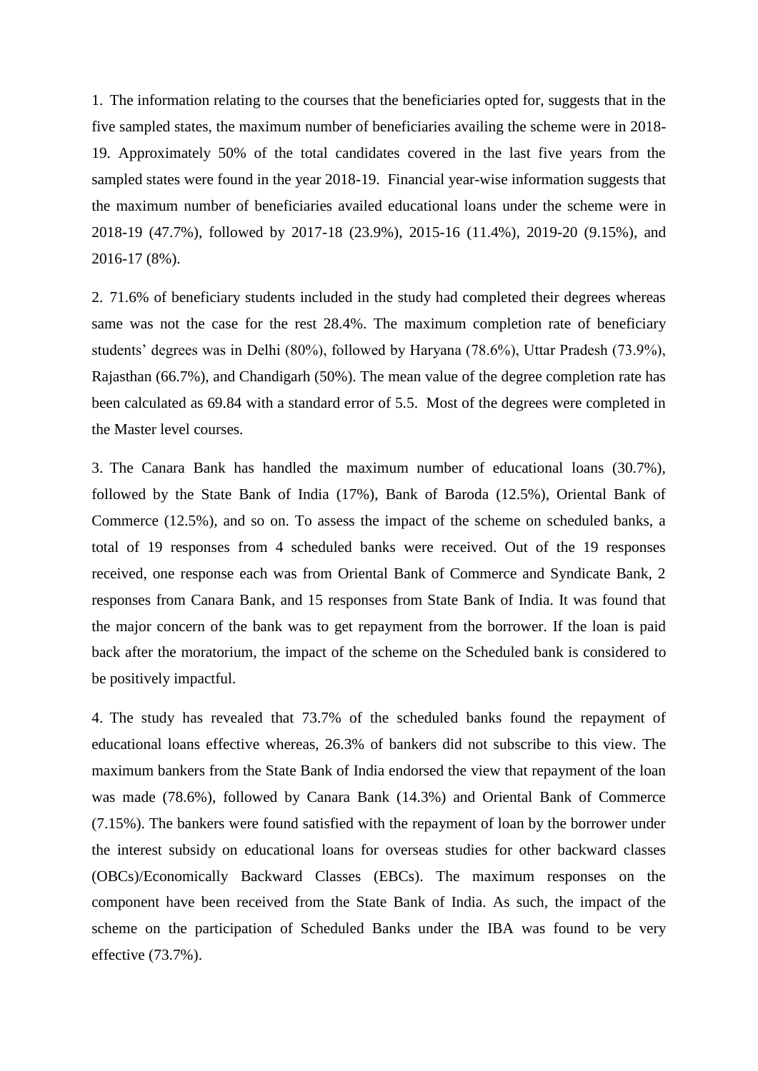1. The information relating to the courses that the beneficiaries opted for, suggests that in the five sampled states, the maximum number of beneficiaries availing the scheme were in 2018-19. Approximately 50% of the total candidates covered in the last five years from the sampled states were found in the year 2018-19. Financial year-wise information suggests that the maximum number of beneficiaries availed educational loans under the scheme were in 2018-19 (47.7%), followed by 2017-18 (23.9%), 2015-16 (11.4%), 2019-20 (9.15%), and 2016-17 (8%).

2. 71.6% of beneficiary students included in the study had completed their degrees whereas same was not the case for the rest 28.4%. The maximum completion rate of beneficiary students' degrees was in Delhi (80%), followed by Haryana (78.6%), Uttar Pradesh (73.9%), Rajasthan (66.7%), and Chandigarh (50%). The mean value of the degree completion rate has been calculated as 69.84 with a standard error of 5.5. Most of the degrees were completed in the Master level courses.

3. The Canara Bank has handled the maximum number of educational loans (30.7%), followed by the State Bank of India (17%), Bank of Baroda (12.5%), Oriental Bank of Commerce (12.5%), and so on. To assess the impact of the scheme on scheduled banks, a total of 19 responses from 4 scheduled banks were received. Out of the 19 responses received, one response each was from Oriental Bank of Commerce and Syndicate Bank, 2 responses from Canara Bank, and 15 responses from State Bank of India. It was found that the major concern of the bank was to get repayment from the borrower. If the loan is paid back after the moratorium, the impact of the scheme on the Scheduled bank is considered to be positively impactful.

4. The study has revealed that 73.7% of the scheduled banks found the repayment of educational loans effective whereas, 26.3% of bankers did not subscribe to this view. The maximum bankers from the State Bank of India endorsed the view that repayment of the loan was made (78.6%), followed by Canara Bank (14.3%) and Oriental Bank of Commerce (7.15%). The bankers were found satisfied with the repayment of loan by the borrower under the interest subsidy on educational loans for overseas studies for other backward classes (OBCs)/Economically Backward Classes (EBCs). The maximum responses on the component have been received from the State Bank of India. As such, the impact of the scheme on the participation of Scheduled Banks under the IBA was found to be very effective (73.7%).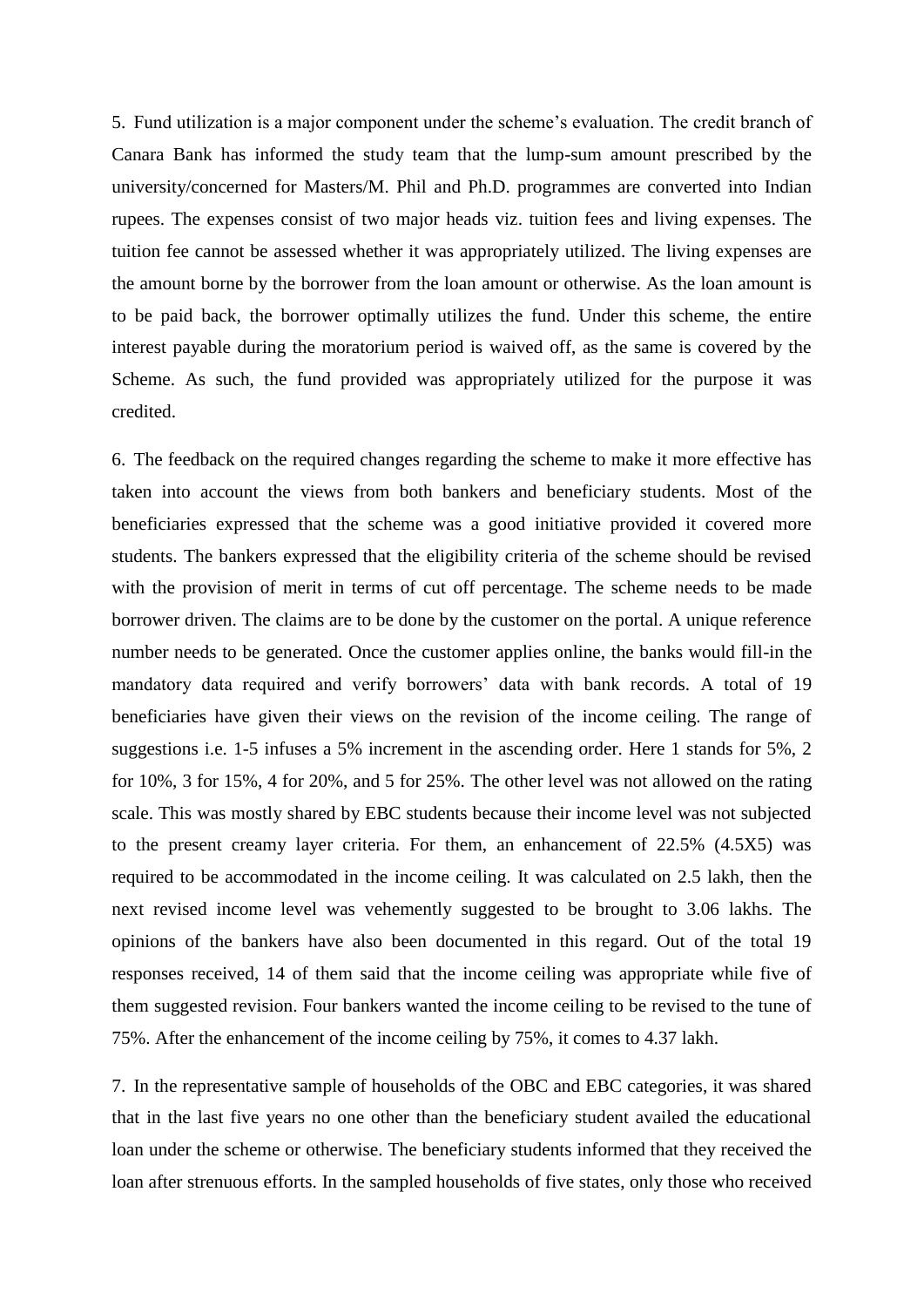5. Fund utilization is a major component under the scheme's evaluation. The credit branch of Canara Bank has informed the study team that the lump-sum amount prescribed by the university/concerned for Masters/M. Phil and Ph.D. programmes are converted into Indian rupees. The expenses consist of two major heads viz. tuition fees and living expenses. The tuition fee cannot be assessed whether it was appropriately utilized. The living expenses are the amount borne by the borrower from the loan amount or otherwise. As the loan amount is to be paid back, the borrower optimally utilizes the fund. Under this scheme, the entire interest payable during the moratorium period is waived off, as the same is covered by the Scheme. As such, the fund provided was appropriately utilized for the purpose it was credited.

6. The feedback on the required changes regarding the scheme to make it more effective has taken into account the views from both bankers and beneficiary students. Most of the beneficiaries expressed that the scheme was a good initiative provided it covered more students. The bankers expressed that the eligibility criteria of the scheme should be revised with the provision of merit in terms of cut off percentage. The scheme needs to be made borrower driven. The claims are to be done by the customer on the portal. A unique reference number needs to be generated. Once the customer applies online, the banks would fill-in the mandatory data required and verify borrowers' data with bank records. A total of 19 beneficiaries have given their views on the revision of the income ceiling. The range of suggestions i.e. 1-5 infuses a 5% increment in the ascending order. Here 1 stands for 5%, 2 for 10%, 3 for 15%, 4 for 20%, and 5 for 25%. The other level was not allowed on the rating scale. This was mostly shared by EBC students because their income level was not subjected to the present creamy layer criteria. For them, an enhancement of 22.5% (4.5X5) was required to be accommodated in the income ceiling. It was calculated on 2.5 lakh, then the next revised income level was vehemently suggested to be brought to 3.06 lakhs. The opinions of the bankers have also been documented in this regard. Out of the total 19 responses received, 14 of them said that the income ceiling was appropriate while five of them suggested revision. Four bankers wanted the income ceiling to be revised to the tune of 75%. After the enhancement of the income ceiling by 75%, it comes to 4.37 lakh.

7. In the representative sample of households of the OBC and EBC categories, it was shared that in the last five years no one other than the beneficiary student availed the educational loan under the scheme or otherwise. The beneficiary students informed that they received the loan after strenuous efforts. In the sampled households of five states, only those who received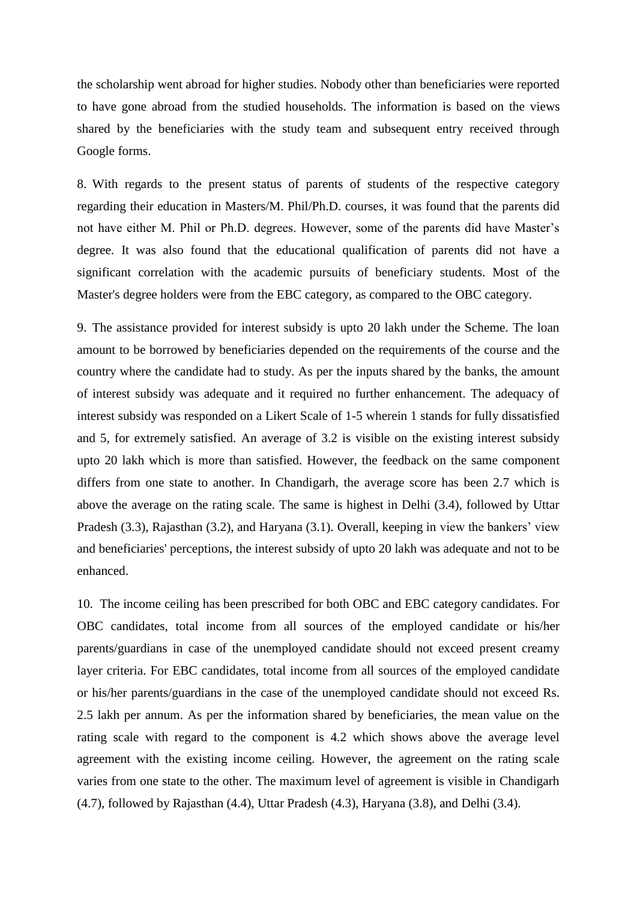the scholarship went abroad for higher studies. Nobody other than beneficiaries were reported to have gone abroad from the studied households. The information is based on the views shared by the beneficiaries with the study team and subsequent entry received through Google forms.

8. With regards to the present status of parents of students of the respective category regarding their education in Masters/M. Phil/Ph.D. courses, it was found that the parents did not have either M. Phil or Ph.D. degrees. However, some of the parents did have Master's degree. It was also found that the educational qualification of parents did not have a significant correlation with the academic pursuits of beneficiary students. Most of the Master's degree holders were from the EBC category, as compared to the OBC category.

9. The assistance provided for interest subsidy is upto 20 lakh under the Scheme. The loan amount to be borrowed by beneficiaries depended on the requirements of the course and the country where the candidate had to study. As per the inputs shared by the banks, the amount of interest subsidy was adequate and it required no further enhancement. The adequacy of interest subsidy was responded on a Likert Scale of 1-5 wherein 1 stands for fully dissatisfied and 5, for extremely satisfied. An average of 3.2 is visible on the existing interest subsidy upto 20 lakh which is more than satisfied. However, the feedback on the same component differs from one state to another. In Chandigarh, the average score has been 2.7 which is above the average on the rating scale. The same is highest in Delhi (3.4), followed by Uttar Pradesh (3.3), Rajasthan (3.2), and Haryana (3.1). Overall, keeping in view the bankers' view and beneficiaries' perceptions, the interest subsidy of upto 20 lakh was adequate and not to be enhanced.

10. The income ceiling has been prescribed for both OBC and EBC category candidates. For OBC candidates, total income from all sources of the employed candidate or his/her parents/guardians in case of the unemployed candidate should not exceed present creamy layer criteria. For EBC candidates, total income from all sources of the employed candidate or his/her parents/guardians in the case of the unemployed candidate should not exceed Rs. 2.5 lakh per annum. As per the information shared by beneficiaries, the mean value on the rating scale with regard to the component is 4.2 which shows above the average level agreement with the existing income ceiling. However, the agreement on the rating scale varies from one state to the other. The maximum level of agreement is visible in Chandigarh (4.7), followed by Rajasthan (4.4), Uttar Pradesh (4.3), Haryana (3.8), and Delhi (3.4).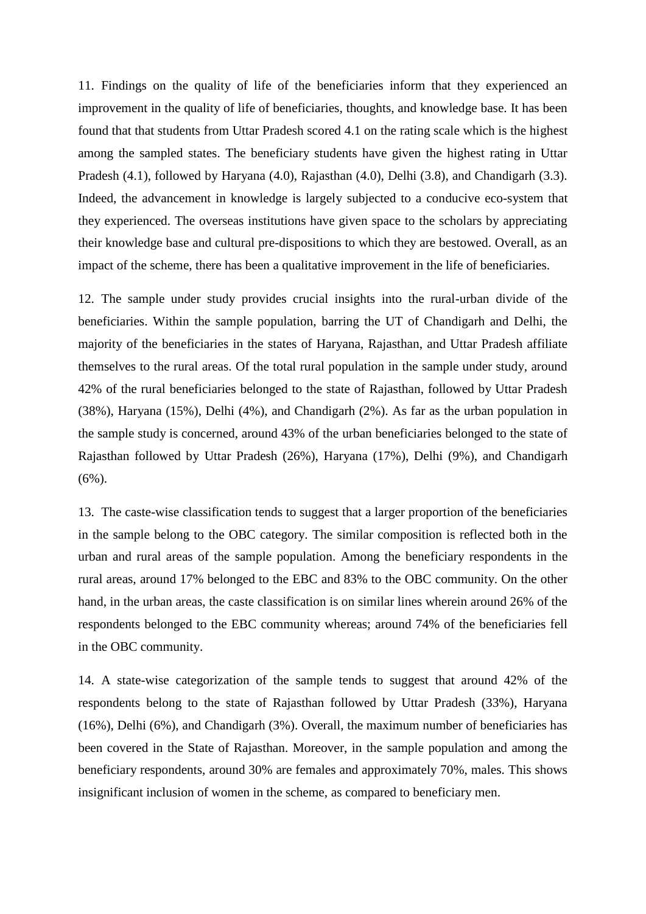11. Findings on the quality of life of the beneficiaries inform that they experienced an improvement in the quality of life of beneficiaries, thoughts, and knowledge base. It has been found that that students from Uttar Pradesh scored 4.1 on the rating scale which is the highest among the sampled states. The beneficiary students have given the highest rating in Uttar Pradesh (4.1), followed by Haryana (4.0), Rajasthan (4.0), Delhi (3.8), and Chandigarh (3.3). Indeed, the advancement in knowledge is largely subjected to a conducive eco-system that they experienced. The overseas institutions have given space to the scholars by appreciating their knowledge base and cultural pre-dispositions to which they are bestowed. Overall, as an impact of the scheme, there has been a qualitative improvement in the life of beneficiaries.

12. The sample under study provides crucial insights into the rural-urban divide of the beneficiaries. Within the sample population, barring the UT of Chandigarh and Delhi, the majority of the beneficiaries in the states of Haryana, Rajasthan, and Uttar Pradesh affiliate themselves to the rural areas. Of the total rural population in the sample under study, around 42% of the rural beneficiaries belonged to the state of Rajasthan, followed by Uttar Pradesh (38%), Haryana (15%), Delhi (4%), and Chandigarh (2%). As far as the urban population in the sample study is concerned, around 43% of the urban beneficiaries belonged to the state of Rajasthan followed by Uttar Pradesh (26%), Haryana (17%), Delhi (9%), and Chandigarh (6%).

13. The caste-wise classification tends to suggest that a larger proportion of the beneficiaries in the sample belong to the OBC category. The similar composition is reflected both in the urban and rural areas of the sample population. Among the beneficiary respondents in the rural areas, around 17% belonged to the EBC and 83% to the OBC community. On the other hand, in the urban areas, the caste classification is on similar lines wherein around 26% of the respondents belonged to the EBC community whereas; around 74% of the beneficiaries fell in the OBC community.

14. A state-wise categorization of the sample tends to suggest that around 42% of the respondents belong to the state of Rajasthan followed by Uttar Pradesh (33%), Haryana (16%), Delhi (6%), and Chandigarh (3%). Overall, the maximum number of beneficiaries has been covered in the State of Rajasthan. Moreover, in the sample population and among the beneficiary respondents, around 30% are females and approximately 70%, males. This shows insignificant inclusion of women in the scheme, as compared to beneficiary men.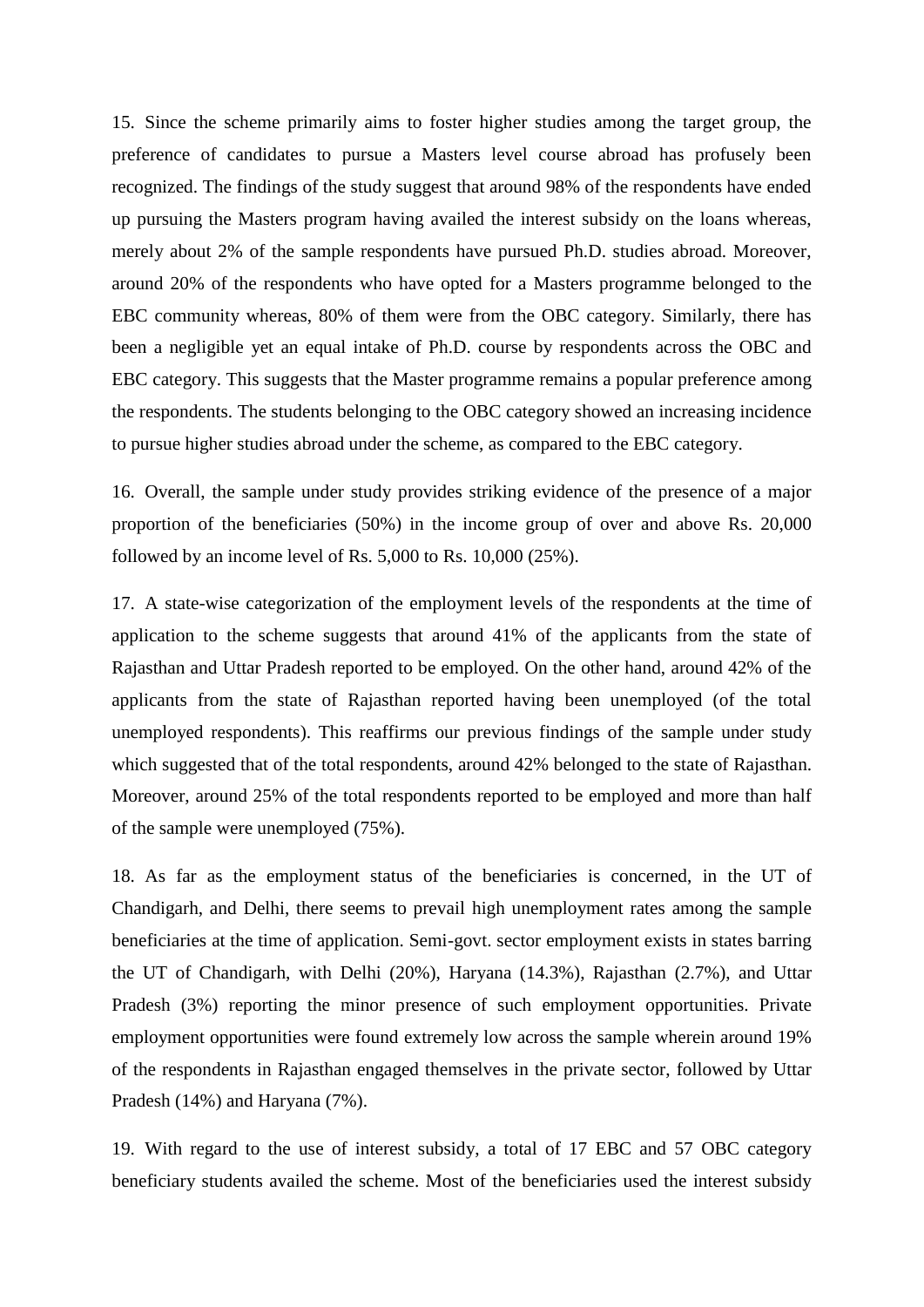15. Since the scheme primarily aims to foster higher studies among the target group, the preference of candidates to pursue a Masters level course abroad has profusely been recognized. The findings of the study suggest that around 98% of the respondents have ended up pursuing the Masters program having availed the interest subsidy on the loans whereas, merely about 2% of the sample respondents have pursued Ph.D. studies abroad. Moreover, around 20% of the respondents who have opted for a Masters programme belonged to the EBC community whereas, 80% of them were from the OBC category. Similarly, there has been a negligible yet an equal intake of Ph.D. course by respondents across the OBC and EBC category. This suggests that the Master programme remains a popular preference among the respondents. The students belonging to the OBC category showed an increasing incidence to pursue higher studies abroad under the scheme, as compared to the EBC category.

16. Overall, the sample under study provides striking evidence of the presence of a major proportion of the beneficiaries (50%) in the income group of over and above Rs. 20,000 followed by an income level of Rs. 5,000 to Rs. 10,000 (25%).

17. A state-wise categorization of the employment levels of the respondents at the time of application to the scheme suggests that around 41% of the applicants from the state of Rajasthan and Uttar Pradesh reported to be employed. On the other hand, around 42% of the applicants from the state of Rajasthan reported having been unemployed (of the total unemployed respondents). This reaffirms our previous findings of the sample under study which suggested that of the total respondents, around 42% belonged to the state of Rajasthan. Moreover, around 25% of the total respondents reported to be employed and more than half of the sample were unemployed (75%).

18. As far as the employment status of the beneficiaries is concerned, in the UT of Chandigarh, and Delhi, there seems to prevail high unemployment rates among the sample beneficiaries at the time of application. Semi-govt. sector employment exists in states barring the UT of Chandigarh, with Delhi (20%), Haryana (14.3%), Rajasthan (2.7%), and Uttar Pradesh (3%) reporting the minor presence of such employment opportunities. Private employment opportunities were found extremely low across the sample wherein around 19% of the respondents in Rajasthan engaged themselves in the private sector, followed by Uttar Pradesh (14%) and Haryana (7%).

19. With regard to the use of interest subsidy, a total of 17 EBC and 57 OBC category beneficiary students availed the scheme. Most of the beneficiaries used the interest subsidy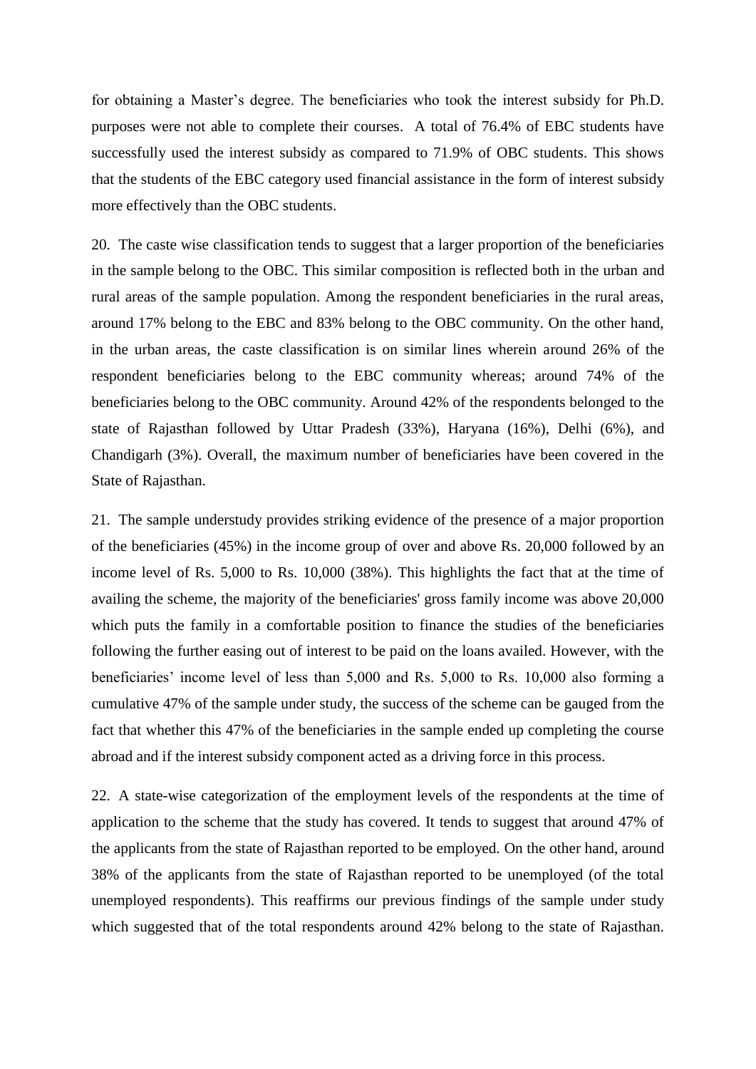for obtaining a Master's degree. The beneficiaries who took the interest subsidy for Ph.D. purposes were not able to complete their courses. A total of 76.4% of EBC students have successfully used the interest subsidy as compared to 71.9% of OBC students. This shows that the students of the EBC category used financial assistance in the form of interest subsidy more effectively than the OBC students.

20. The caste wise classification tends to suggest that a larger proportion of the beneficiaries in the sample belong to the OBC. This similar composition is reflected both in the urban and rural areas of the sample population. Among the respondent beneficiaries in the rural areas, around 17% belong to the EBC and 83% belong to the OBC community. On the other hand, in the urban areas, the caste classification is on similar lines wherein around 26% of the respondent beneficiaries belong to the EBC community whereas; around 74% of the beneficiaries belong to the OBC community. Around 42% of the respondents belonged to the state of Rajasthan followed by Uttar Pradesh (33%), Haryana (16%), Delhi (6%), and Chandigarh (3%). Overall, the maximum number of beneficiaries have been covered in the State of Rajasthan.

21. The sample understudy provides striking evidence of the presence of a major proportion of the beneficiaries (45%) in the income group of over and above Rs. 20,000 followed by an income level of Rs. 5,000 to Rs. 10,000 (38%). This highlights the fact that at the time of availing the scheme, the majority of the beneficiaries' gross family income was above 20,000 which puts the family in a comfortable position to finance the studies of the beneficiaries following the further easing out of interest to be paid on the loans availed. However, with the beneficiaries' income level of less than 5,000 and Rs. 5,000 to Rs. 10,000 also forming a cumulative 47% of the sample under study, the success of the scheme can be gauged from the fact that whether this 47% of the beneficiaries in the sample ended up completing the course abroad and if the interest subsidy component acted as a driving force in this process.

22. A state-wise categorization of the employment levels of the respondents at the time of application to the scheme that the study has covered. It tends to suggest that around 47% of the applicants from the state of Rajasthan reported to be employed. On the other hand, around 38% of the applicants from the state of Rajasthan reported to be unemployed (of the total unemployed respondents). This reaffirms our previous findings of the sample under study which suggested that of the total respondents around 42% belong to the state of Rajasthan.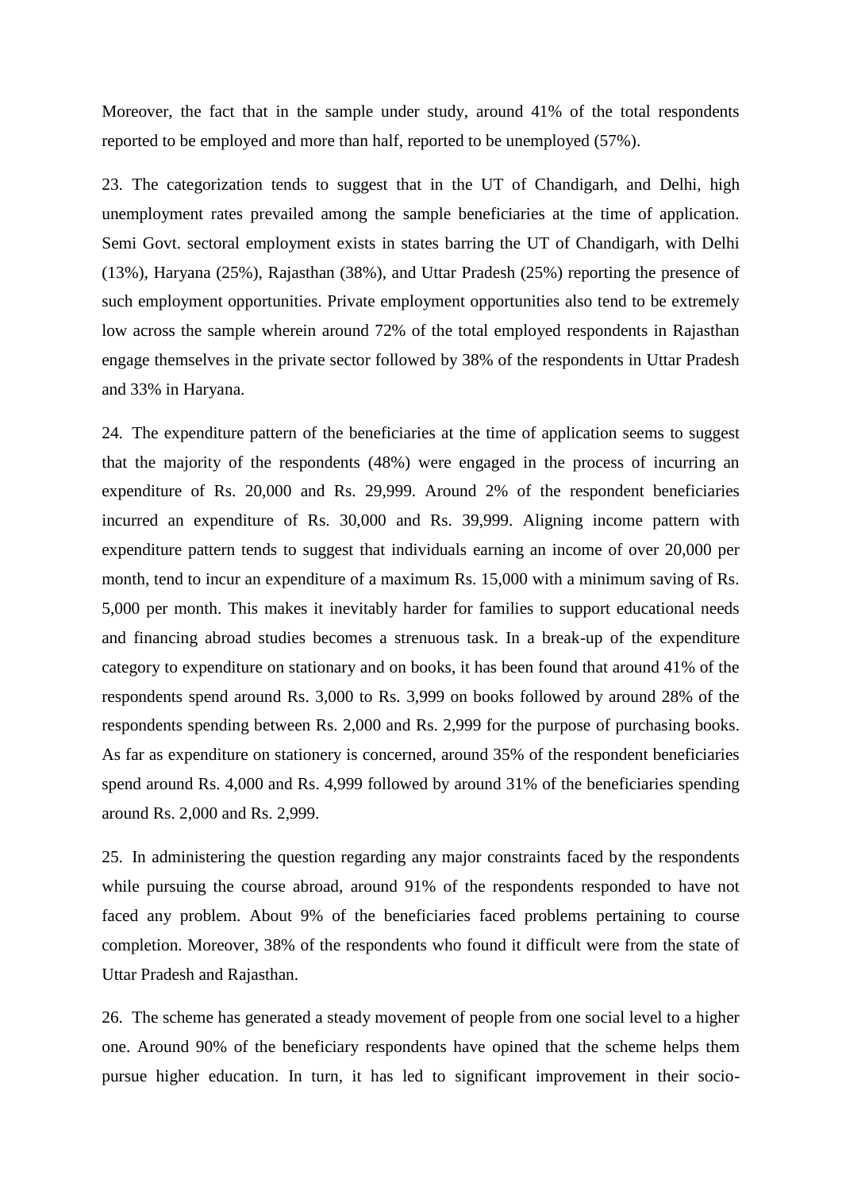Moreover, the fact that in the sample under study, around 41% of the total respondents reported to be employed and more than half, reported to be unemployed (57%).

23. The categorization tends to suggest that in the UT of Chandigarh, and Delhi, high unemployment rates prevailed among the sample beneficiaries at the time of application. Semi Govt. sectoral employment exists in states barring the UT of Chandigarh, with Delhi (13%), Haryana (25%), Rajasthan (38%), and Uttar Pradesh (25%) reporting the presence of such employment opportunities. Private employment opportunities also tend to be extremely low across the sample wherein around 72% of the total employed respondents in Rajasthan engage themselves in the private sector followed by 38% of the respondents in Uttar Pradesh and 33% in Haryana.

24. The expenditure pattern of the beneficiaries at the time of application seems to suggest that the majority of the respondents (48%) were engaged in the process of incurring an expenditure of Rs. 20,000 and Rs. 29,999. Around 2% of the respondent beneficiaries incurred an expenditure of Rs. 30,000 and Rs. 39,999. Aligning income pattern with expenditure pattern tends to suggest that individuals earning an income of over 20,000 per month, tend to incur an expenditure of a maximum Rs. 15,000 with a minimum saving of Rs. 5,000 per month. This makes it inevitably harder for families to support educational needs and financing abroad studies becomes a strenuous task. In a break-up of the expenditure category to expenditure on stationary and on books, it has been found that around 41% of the respondents spend around Rs. 3,000 to Rs. 3,999 on books followed by around 28% of the respondents spending between Rs. 2,000 and Rs. 2,999 for the purpose of purchasing books. As far as expenditure on stationery is concerned, around 35% of the respondent beneficiaries spend around Rs. 4,000 and Rs. 4,999 followed by around 31% of the beneficiaries spending around Rs. 2,000 and Rs. 2,999.

25. In administering the question regarding any major constraints faced by the respondents while pursuing the course abroad, around 91% of the respondents responded to have not faced any problem. About 9% of the beneficiaries faced problems pertaining to course completion. Moreover, 38% of the respondents who found it difficult were from the state of Uttar Pradesh and Rajasthan.

26. The scheme has generated a steady movement of people from one social level to a higher one. Around 90% of the beneficiary respondents have opined that the scheme helps them pursue higher education. In turn, it has led to significant improvement in their socio-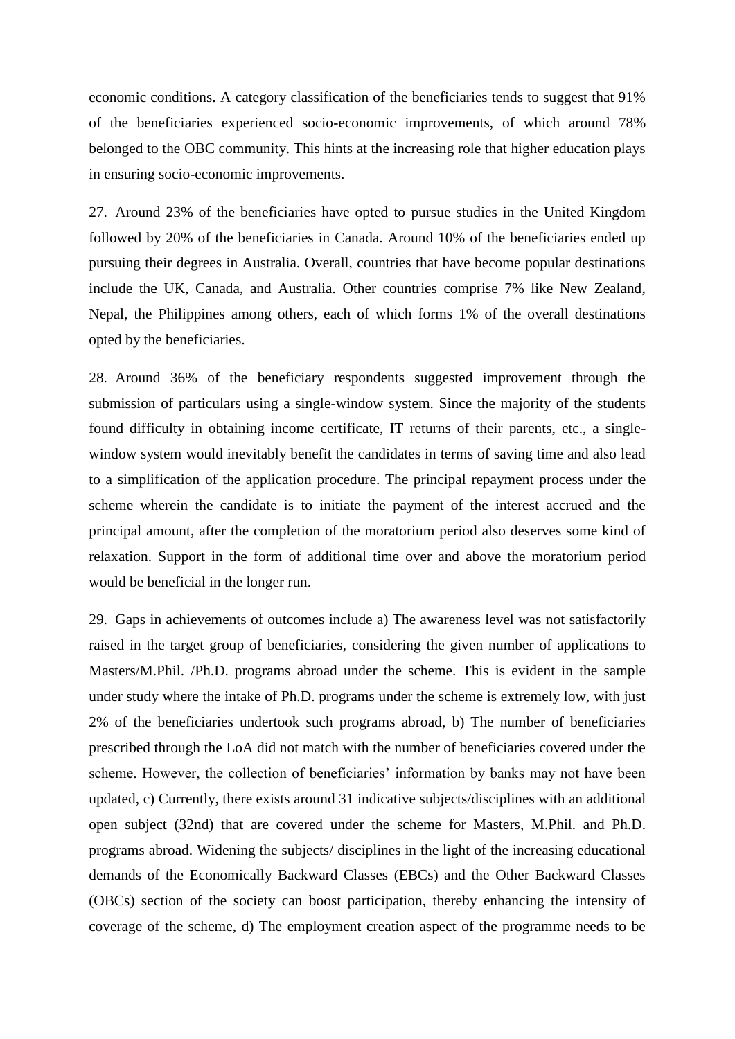economic conditions. A category classification of the beneficiaries tends to suggest that 91% of the beneficiaries experienced socio-economic improvements, of which around 78% belonged to the OBC community. This hints at the increasing role that higher education plays in ensuring socio-economic improvements.

27. Around 23% of the beneficiaries have opted to pursue studies in the United Kingdom followed by 20% of the beneficiaries in Canada. Around 10% of the beneficiaries ended up pursuing their degrees in Australia. Overall, countries that have become popular destinations include the UK, Canada, and Australia. Other countries comprise 7% like New Zealand, Nepal, the Philippines among others, each of which forms 1% of the overall destinations opted by the beneficiaries.

28. Around 36% of the beneficiary respondents suggested improvement through the submission of particulars using a single-window system. Since the majority of the students found difficulty in obtaining income certificate, IT returns of their parents, etc., a single-window system would inevitably benefit the candidates in terms of saving time and also lead to a simplification of the application procedure. The principal repayment process under the scheme wherein the candidate is to initiate the payment of the interest accrued and the principal amount, after the completion of the moratorium period also deserves some kind of relaxation. Support in the form of additional time over and above the moratorium period would be beneficial in the longer run.

29. Gaps in achievements of outcomes include a) The awareness level was not satisfactorily raised in the target group of beneficiaries, considering the given number of applications to Masters/M.Phil. /Ph.D. programs abroad under the scheme. This is evident in the sample under study where the intake of Ph.D. programs under the scheme is extremely low, with just 2% of the beneficiaries undertook such programs abroad, b) The number of beneficiaries prescribed through the LoA did not match with the number of beneficiaries covered under the scheme. However, the collection of beneficiaries' information by banks may not have been updated, c) Currently, there exists around 31 indicative subjects/disciplines with an additional open subject (32nd) that are covered under the scheme for Masters, M.Phil. and Ph.D. programs abroad. Widening the subjects/ disciplines in the light of the increasing educational demands of the Economically Backward Classes (EBCs) and the Other Backward Classes (OBCs) section of the society can boost participation, thereby enhancing the intensity of coverage of the scheme, d) The employment creation aspect of the programme needs to be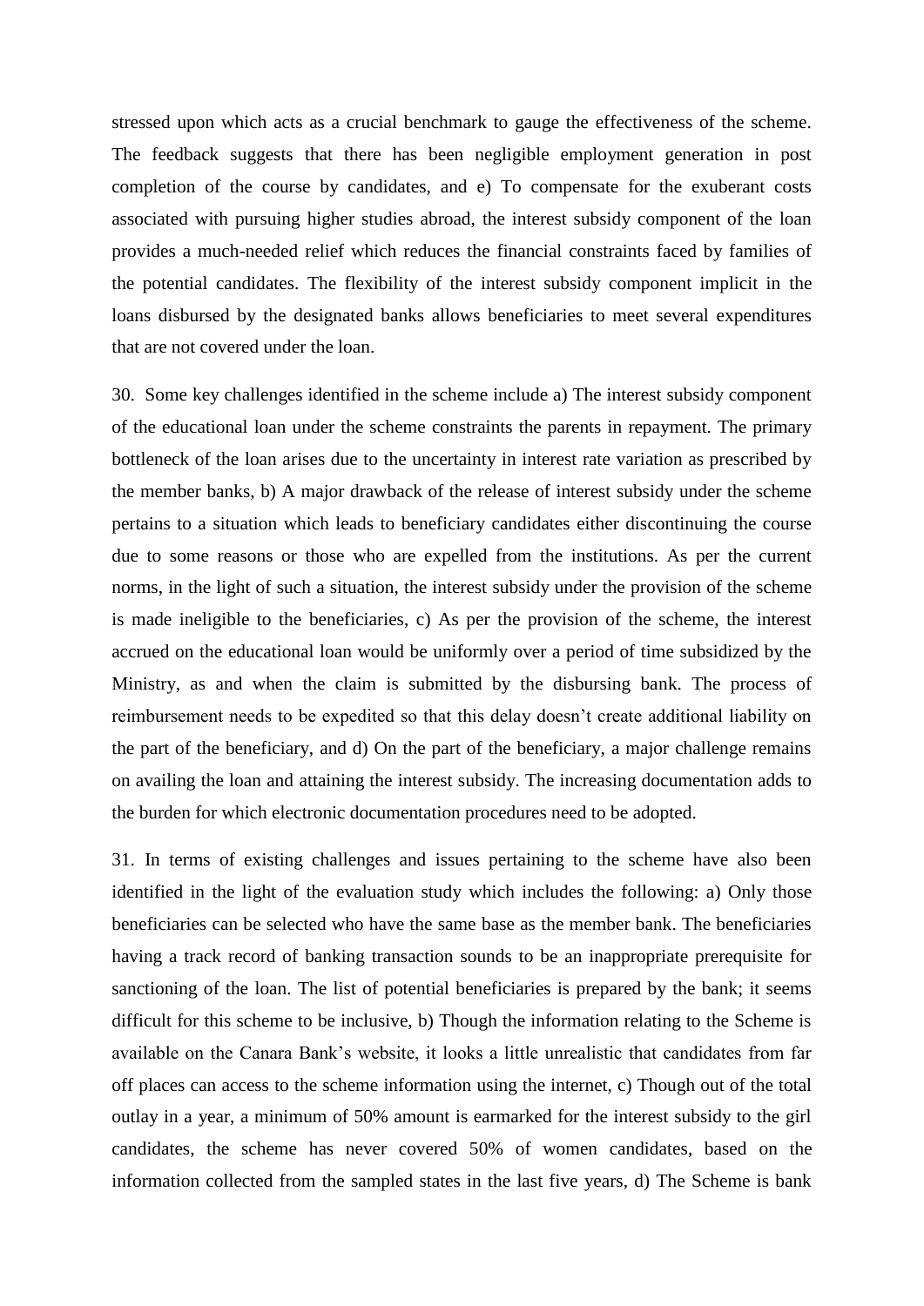stressed upon which acts as a crucial benchmark to gauge the effectiveness of the scheme. The feedback suggests that there has been negligible employment generation in post completion of the course by candidates, and e) To compensate for the exuberant costs associated with pursuing higher studies abroad, the interest subsidy component of the loan provides a much-needed relief which reduces the financial constraints faced by families of the potential candidates. The flexibility of the interest subsidy component implicit in the loans disbursed by the designated banks allows beneficiaries to meet several expenditures that are not covered under the loan.

30. Some key challenges identified in the scheme include a) The interest subsidy component of the educational loan under the scheme constraints the parents in repayment. The primary bottleneck of the loan arises due to the uncertainty in interest rate variation as prescribed by the member banks, b) A major drawback of the release of interest subsidy under the scheme pertains to a situation which leads to beneficiary candidates either discontinuing the course due to some reasons or those who are expelled from the institutions. As per the current norms, in the light of such a situation, the interest subsidy under the provision of the scheme is made ineligible to the beneficiaries, c) As per the provision of the scheme, the interest accrued on the educational loan would be uniformly over a period of time subsidized by the Ministry, as and when the claim is submitted by the disbursing bank. The process of reimbursement needs to be expedited so that this delay doesn't create additional liability on the part of the beneficiary, and d) On the part of the beneficiary, a major challenge remains on availing the loan and attaining the interest subsidy. The increasing documentation adds to the burden for which electronic documentation procedures need to be adopted.

31. In terms of existing challenges and issues pertaining to the scheme have also been identified in the light of the evaluation study which includes the following: a) Only those beneficiaries can be selected who have the same base as the member bank. The beneficiaries having a track record of banking transaction sounds to be an inappropriate prerequisite for sanctioning of the loan. The list of potential beneficiaries is prepared by the bank; it seems difficult for this scheme to be inclusive, b) Though the information relating to the Scheme is available on the Canara Bank's website, it looks a little unrealistic that candidates from far off places can access to the scheme information using the internet, c) Though out of the total outlay in a year, a minimum of 50% amount is earmarked for the interest subsidy to the girl candidates, the scheme has never covered 50% of women candidates, based on the information collected from the sampled states in the last five years, d) The Scheme is bank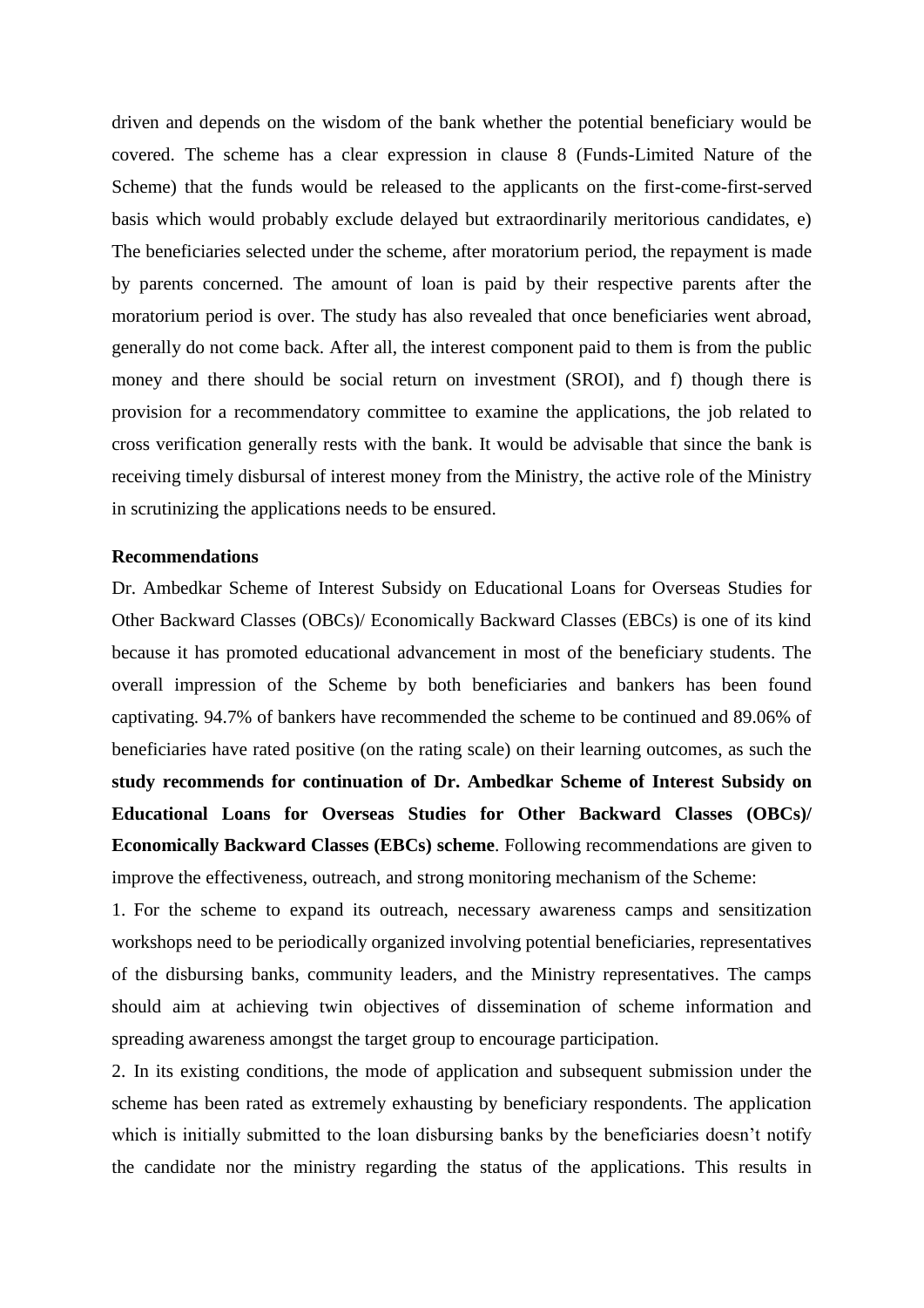driven and depends on the wisdom of the bank whether the potential beneficiary would be covered. The scheme has a clear expression in clause 8 (Funds-Limited Nature of the Scheme) that the funds would be released to the applicants on the first-come-first-served basis which would probably exclude delayed but extraordinarily meritorious candidates, e) The beneficiaries selected under the scheme, after moratorium period, the repayment is made by parents concerned. The amount of loan is paid by their respective parents after the moratorium period is over. The study has also revealed that once beneficiaries went abroad, generally do not come back. After all, the interest component paid to them is from the public money and there should be social return on investment (SROI), and f) though there is provision for a recommendatory committee to examine the applications, the job related to cross verification generally rests with the bank. It would be advisable that since the bank is receiving timely disbursal of interest money from the Ministry, the active role of the Ministry in scrutinizing the applications needs to be ensured.

**Recommendations**

Dr. Ambedkar Scheme of Interest Subsidy on Educational Loans for Overseas Studies for Other Backward Classes (OBCs)/ Economically Backward Classes (EBCs) is one of its kind because it has promoted educational advancement in most of the beneficiary students. The overall impression of the Scheme by both beneficiaries and bankers has been found captivating. 94.7% of bankers have recommended the scheme to be continued and 89.06% of beneficiaries have rated positive (on the rating scale) on their learning outcomes, as such the **study recommends for continuation of Dr. Ambedkar Scheme of Interest Subsidy on Educational Loans for Overseas Studies for Other Backward Classes (OBCs)/ Economically Backward Classes (EBCs) scheme**. Following recommendations are given to improve the effectiveness, outreach, and strong monitoring mechanism of the Scheme:

1. For the scheme to expand its outreach, necessary awareness camps and sensitization workshops need to be periodically organized involving potential beneficiaries, representatives of the disbursing banks, community leaders, and the Ministry representatives. The camps should aim at achieving twin objectives of dissemination of scheme information and spreading awareness amongst the target group to encourage participation.

2. In its existing conditions, the mode of application and subsequent submission under the scheme has been rated as extremely exhausting by beneficiary respondents. The application which is initially submitted to the loan disbursing banks by the beneficiaries doesn't notify the candidate nor the ministry regarding the status of the applications. This results in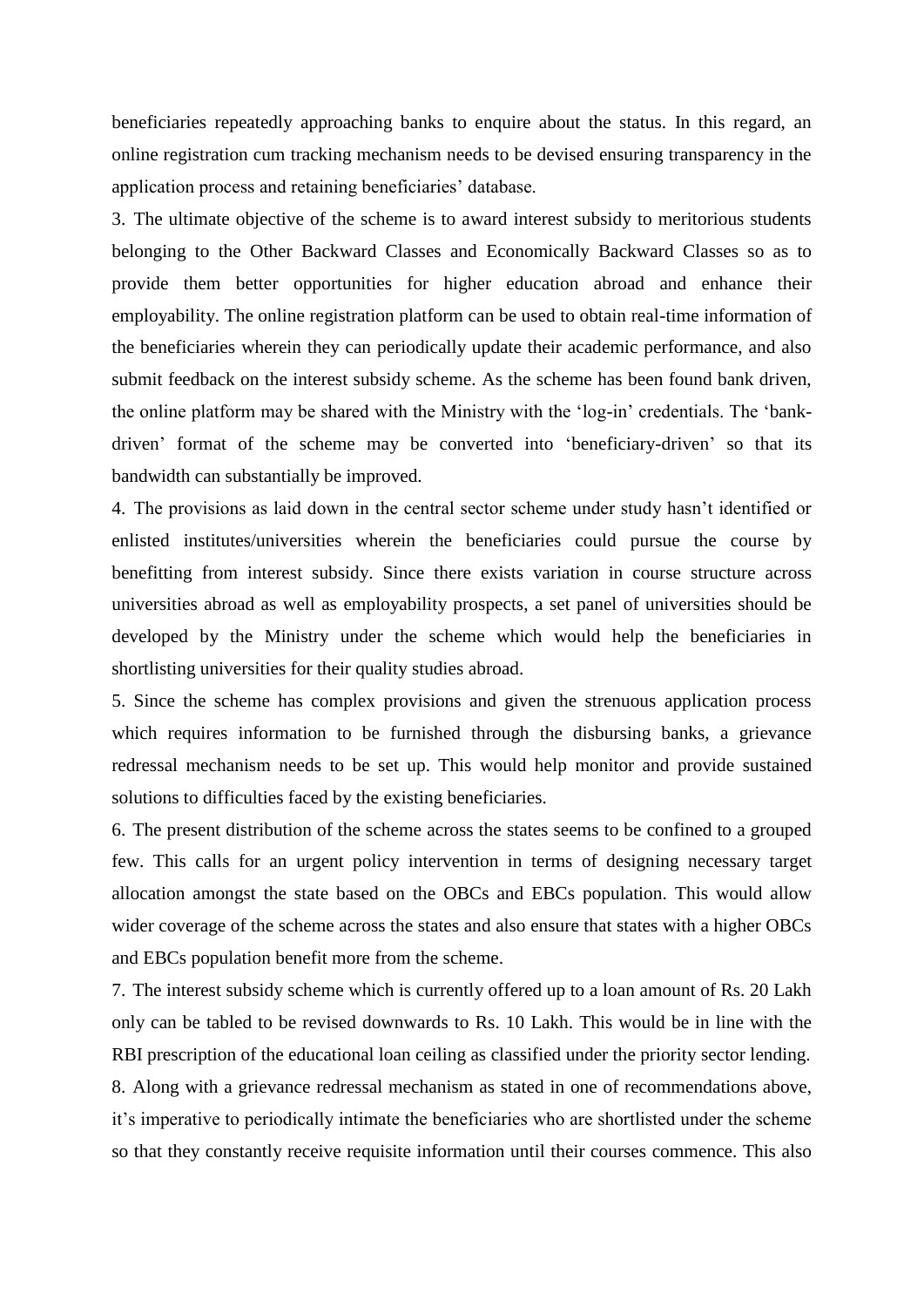beneficiaries repeatedly approaching banks to enquire about the status. In this regard, an online registration cum tracking mechanism needs to be devised ensuring transparency in the application process and retaining beneficiaries' database.

3. The ultimate objective of the scheme is to award interest subsidy to meritorious students belonging to the Other Backward Classes and Economically Backward Classes so as to provide them better opportunities for higher education abroad and enhance their employability. The online registration platform can be used to obtain real-time information of the beneficiaries wherein they can periodically update their academic performance, and also submit feedback on the interest subsidy scheme. As the scheme has been found bank driven, the online platform may be shared with the Ministry with the 'log-in' credentials. The 'bank-driven' format of the scheme may be converted into 'beneficiary-driven' so that its bandwidth can substantially be improved.

4. The provisions as laid down in the central sector scheme under study hasn't identified or enlisted institutes/universities wherein the beneficiaries could pursue the course by benefitting from interest subsidy. Since there exists variation in course structure across universities abroad as well as employability prospects, a set panel of universities should be developed by the Ministry under the scheme which would help the beneficiaries in shortlisting universities for their quality studies abroad.

5. Since the scheme has complex provisions and given the strenuous application process which requires information to be furnished through the disbursing banks, a grievance redressal mechanism needs to be set up. This would help monitor and provide sustained solutions to difficulties faced by the existing beneficiaries.

6. The present distribution of the scheme across the states seems to be confined to a grouped few. This calls for an urgent policy intervention in terms of designing necessary target allocation amongst the state based on the OBCs and EBCs population. This would allow wider coverage of the scheme across the states and also ensure that states with a higher OBCs and EBCs population benefit more from the scheme.

7. The interest subsidy scheme which is currently offered up to a loan amount of Rs. 20 Lakh only can be tabled to be revised downwards to Rs. 10 Lakh. This would be in line with the RBI prescription of the educational loan ceiling as classified under the priority sector lending.

8. Along with a grievance redressal mechanism as stated in one of recommendations above, it's imperative to periodically intimate the beneficiaries who are shortlisted under the scheme so that they constantly receive requisite information until their courses commence. This also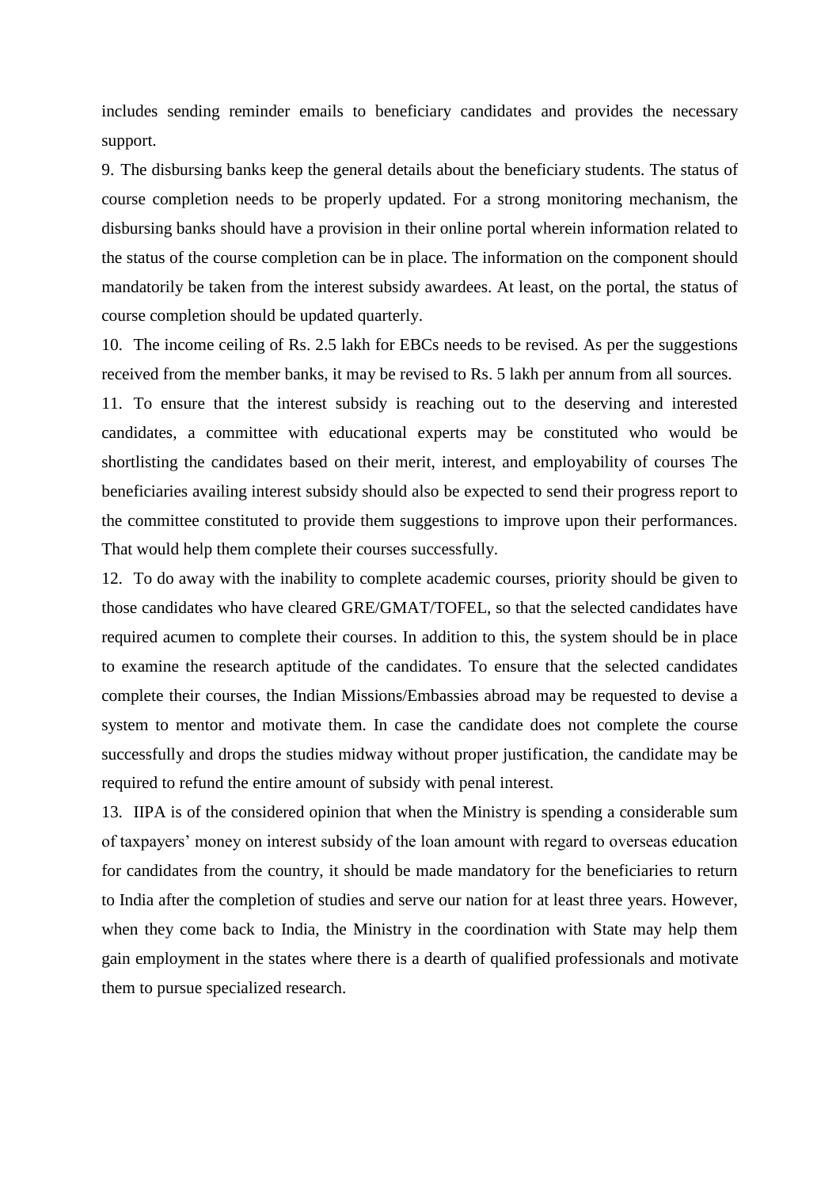includes sending reminder emails to beneficiary candidates and provides the necessary support.

9. The disbursing banks keep the general details about the beneficiary students. The status of course completion needs to be properly updated. For a strong monitoring mechanism, the disbursing banks should have a provision in their online portal wherein information related to the status of the course completion can be in place. The information on the component should mandatorily be taken from the interest subsidy awardees. At least, on the portal, the status of course completion should be updated quarterly.

10. The income ceiling of Rs. 2.5 lakh for EBCs needs to be revised. As per the suggestions received from the member banks, it may be revised to Rs. 5 lakh per annum from all sources.

11. To ensure that the interest subsidy is reaching out to the deserving and interested candidates, a committee with educational experts may be constituted who would be shortlisting the candidates based on their merit, interest, and employability of courses The beneficiaries availing interest subsidy should also be expected to send their progress report to the committee constituted to provide them suggestions to improve upon their performances. That would help them complete their courses successfully.

12. To do away with the inability to complete academic courses, priority should be given to those candidates who have cleared GRE/GMAT/TOFEL, so that the selected candidates have required acumen to complete their courses. In addition to this, the system should be in place to examine the research aptitude of the candidates. To ensure that the selected candidates complete their courses, the Indian Missions/Embassies abroad may be requested to devise a system to mentor and motivate them. In case the candidate does not complete the course successfully and drops the studies midway without proper justification, the candidate may be required to refund the entire amount of subsidy with penal interest.

13. IIPA is of the considered opinion that when the Ministry is spending a considerable sum of taxpayers' money on interest subsidy of the loan amount with regard to overseas education for candidates from the country, it should be made mandatory for the beneficiaries to return to India after the completion of studies and serve our nation for at least three years. However, when they come back to India, the Ministry in the coordination with State may help them gain employment in the states where there is a dearth of qualified professionals and motivate them to pursue specialized research.